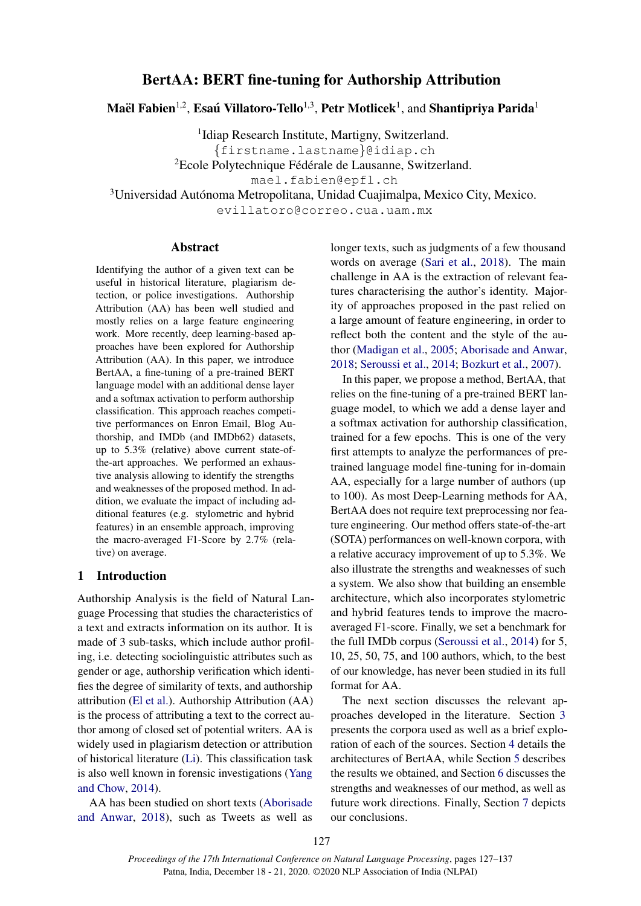# BertAA: BERT fine-tuning for Authorship Attribution

**Maël Fabien**[1,2], **Esaú Villatoro-Tello**[1,3], **Petr Motlicek**[1], and **Shantipriya Parida**[1]

[1]Idiap Research Institute, Martigny, Switzerland.
{firstname.lastname}@idiap.ch
[2]Ecole Polytechnique Fédérale de Lausanne, Switzerland.
mael.fabien@epfl.ch
[3]Universidad Autónoma Metropolitana, Unidad Cuajimalpa, Mexico City, Mexico.
evillatoro@correo.cua.uam.mx

## Abstract

Identifying the author of a given text can be useful in historical literature, plagiarism detection, or police investigations. Authorship Attribution (AA) has been well studied and mostly relies on a large feature engineering work. More recently, deep learning-based approaches have been explored for Authorship Attribution (AA). In this paper, we introduce BertAA, a fine-tuning of a pre-trained BERT language model with an additional dense layer and a softmax activation to perform authorship classification. This approach reaches competitive performances on Enron Email, Blog Authorship, and IMDb (and IMDb62) datasets, up to 5.3% (relative) above current state-of-the-art approaches. We performed an exhaustive analysis allowing to identify the strengths and weaknesses of the proposed method. In addition, we evaluate the impact of including additional features (e.g. stylometric and hybrid features) in an ensemble approach, improving the macro-averaged F1-Score by 2.7% (relative) on average.

## 1 Introduction

Authorship Analysis is the field of Natural Language Processing that studies the characteristics of a text and extracts information on its author. It is made of 3 sub-tasks, which include author profiling, i.e. detecting sociolinguistic attributes such as gender or age, authorship verification which identifies the degree of similarity of texts, and authorship attribution (El et al.). Authorship Attribution (AA) is the process of attributing a text to the correct author among of closed set of potential writers. AA is widely used in plagiarism detection or attribution of historical literature (Li). This classification task is also well known in forensic investigations (Yang and Chow, 2014).

AA has been studied on short texts (Aborisade and Anwar, 2018), such as Tweets as well as longer texts, such as judgments of a few thousand words on average (Sari et al., 2018). The main challenge in AA is the extraction of relevant features characterising the author's identity. Majority of approaches proposed in the past relied on a large amount of feature engineering, in order to reflect both the content and the style of the author (Madigan et al., 2005; Aborisade and Anwar, 2018; Seroussi et al., 2014; Bozkurt et al., 2007).

In this paper, we propose a method, BertAA, that relies on the fine-tuning of a pre-trained BERT language model, to which we add a dense layer and a softmax activation for authorship classification, trained for a few epochs. This is one of the very first attempts to analyze the performances of pre-trained language model fine-tuning for in-domain AA, especially for a large number of authors (up to 100). As most Deep-Learning methods for AA, BertAA does not require text preprocessing nor feature engineering. Our method offers state-of-the-art (SOTA) performances on well-known corpora, with a relative accuracy improvement of up to 5.3%. We also illustrate the strengths and weaknesses of such a system. We also show that building an ensemble architecture, which also incorporates stylometric and hybrid features tends to improve the macro-averaged F1-score. Finally, we set a benchmark for the full IMDb corpus (Seroussi et al., 2014) for 5, 10, 25, 50, 75, and 100 authors, which, to the best of our knowledge, has never been studied in its full format for AA.

The next section discusses the relevant approaches developed in the literature. Section 3 presents the corpora used as well as a brief exploration of each of the sources. Section 4 details the architectures of BertAA, while Section 5 describes the results we obtained, and Section 6 discusses the strengths and weaknesses of our method, as well as future work directions. Finally, Section 7 depicts our conclusions.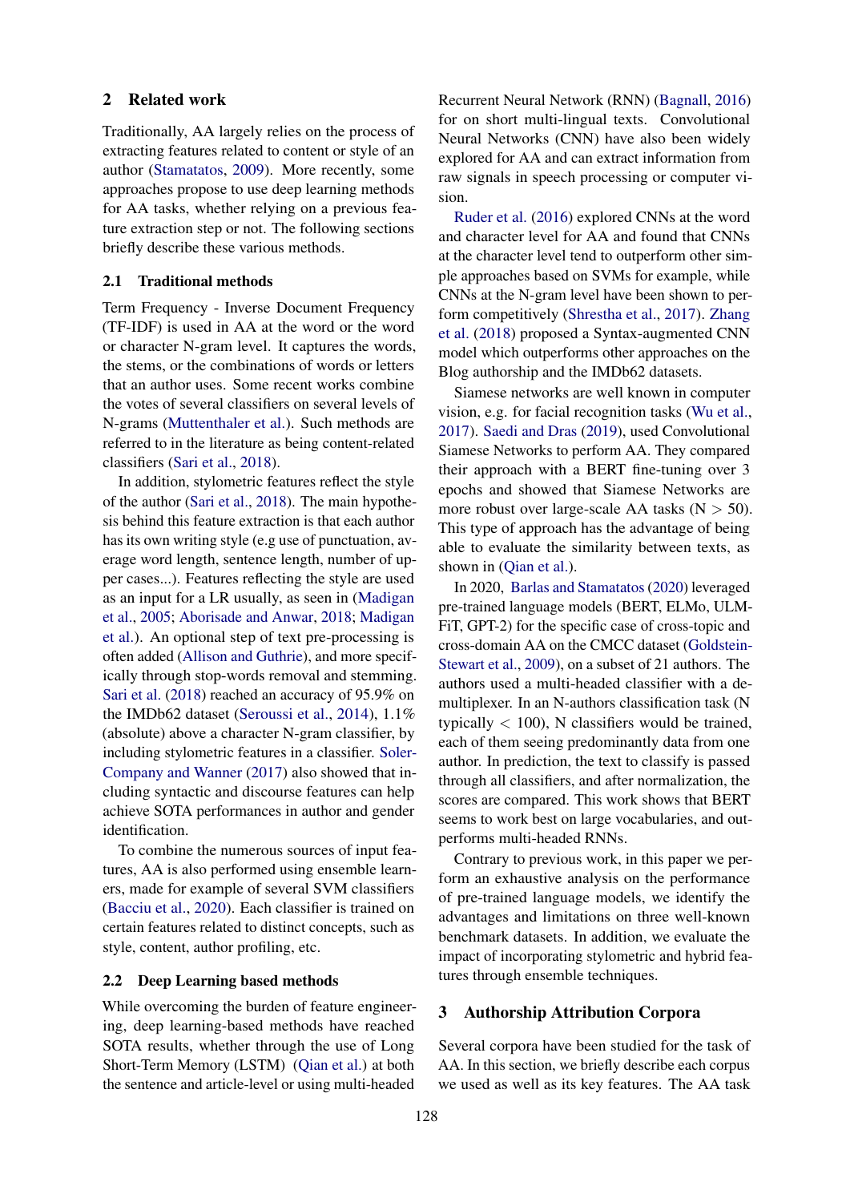## 2 Related work

Traditionally, AA largely relies on the process of extracting features related to content or style of an author (Stamatatos, 2009). More recently, some approaches propose to use deep learning methods for AA tasks, whether relying on a previous feature extraction step or not. The following sections briefly describe these various methods.

### 2.1 Traditional methods

Term Frequency - Inverse Document Frequency (TF-IDF) is used in AA at the word or the word or character N-gram level. It captures the words, the stems, or the combinations of words or letters that an author uses. Some recent works combine the votes of several classifiers on several levels of N-grams (Muttenthaler et al.). Such methods are referred to in the literature as being content-related classifiers (Sari et al., 2018).

In addition, stylometric features reflect the style of the author (Sari et al., 2018). The main hypothesis behind this feature extraction is that each author has its own writing style (e.g use of punctuation, average word length, sentence length, number of upper cases...). Features reflecting the style are used as an input for a LR usually, as seen in (Madigan et al., 2005; Aborisade and Anwar, 2018; Madigan et al.). An optional step of text pre-processing is often added (Allison and Guthrie), and more specifically through stop-words removal and stemming. Sari et al. (2018) reached an accuracy of 95.9% on the IMDb62 dataset (Seroussi et al., 2014), 1.1% (absolute) above a character N-gram classifier, by including stylometric features in a classifier. Soler-Company and Wanner (2017) also showed that including syntactic and discourse features can help achieve SOTA performances in author and gender identification.

To combine the numerous sources of input features, AA is also performed using ensemble learners, made for example of several SVM classifiers (Bacciu et al., 2020). Each classifier is trained on certain features related to distinct concepts, such as style, content, author profiling, etc.

### 2.2 Deep Learning based methods

While overcoming the burden of feature engineering, deep learning-based methods have reached SOTA results, whether through the use of Long Short-Term Memory (LSTM) (Qian et al.) at both the sentence and article-level or using multi-headed Recurrent Neural Network (RNN) (Bagnall, 2016) for on short multi-lingual texts. Convolutional Neural Networks (CNN) have also been widely explored for AA and can extract information from raw signals in speech processing or computer vision.

Ruder et al. (2016) explored CNNs at the word and character level for AA and found that CNNs at the character level tend to outperform other simple approaches based on SVMs for example, while CNNs at the N-gram level have been shown to perform competitively (Shrestha et al., 2017). Zhang et al. (2018) proposed a Syntax-augmented CNN model which outperforms other approaches on the Blog authorship and the IMDb62 datasets.

Siamese networks are well known in computer vision, e.g. for facial recognition tasks (Wu et al., 2017). Saedi and Dras (2019), used Convolutional Siamese Networks to perform AA. They compared their approach with a BERT fine-tuning over 3 epochs and showed that Siamese Networks are more robust over large-scale AA tasks ($N > 50$). This type of approach has the advantage of being able to evaluate the similarity between texts, as shown in (Qian et al.).

In 2020, Barlas and Stamatatos (2020) leveraged pre-trained language models (BERT, ELMo, ULMFiT, GPT-2) for the specific case of cross-topic and cross-domain AA on the CMCC dataset (Goldstein-Stewart et al., 2009), on a subset of 21 authors. The authors used a multi-headed classifier with a demultiplexer. In an N-authors classification task ($N$ typically $< 100$), N classifiers would be trained, each of them seeing predominantly data from one author. In prediction, the text to classify is passed through all classifiers, and after normalization, the scores are compared. This work shows that BERT seems to work best on large vocabularies, and outperforms multi-headed RNNs.

Contrary to previous work, in this paper we perform an exhaustive analysis on the performance of pre-trained language models, we identify the advantages and limitations on three well-known benchmark datasets. In addition, we evaluate the impact of incorporating stylometric and hybrid features through ensemble techniques.

## 3 Authorship Attribution Corpora

Several corpora have been studied for the task of AA. In this section, we briefly describe each corpus we used as well as its key features. The AA task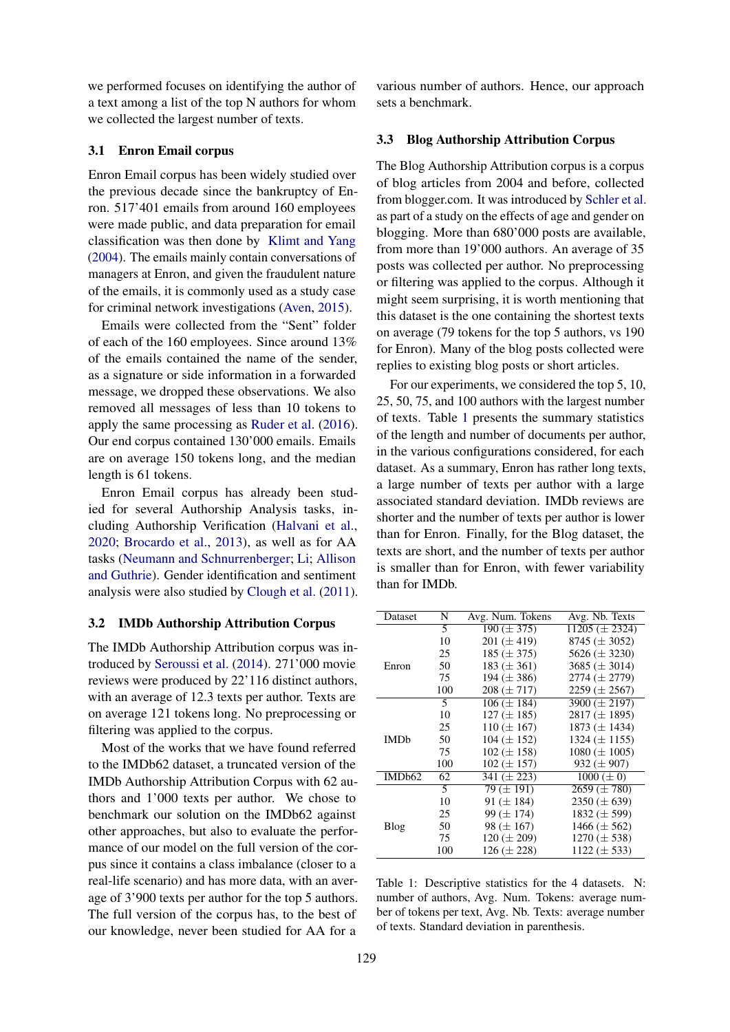we performed focuses on identifying the author of a text among a list of the top N authors for whom we collected the largest number of texts.

### 3.1 Enron Email corpus

Enron Email corpus has been widely studied over the previous decade since the bankruptcy of Enron. 517'401 emails from around 160 employees were made public, and data preparation for email classification was then done by Klimt and Yang (2004). The emails mainly contain conversations of managers at Enron, and given the fraudulent nature of the emails, it is commonly used as a study case for criminal network investigations (Aven, 2015).

Emails were collected from the "Sent" folder of each of the 160 employees. Since around 13% of the emails contained the name of the sender, as a signature or side information in a forwarded message, we dropped these observations. We also removed all messages of less than 10 tokens to apply the same processing as Ruder et al. (2016). Our end corpus contained 130'000 emails. Emails are on average 150 tokens long, and the median length is 61 tokens.

Enron Email corpus has already been studied for several Authorship Analysis tasks, including Authorship Verification (Halvani et al., 2020; Brocardo et al., 2013), as well as for AA tasks (Neumann and Schnurrenberger; Li; Allison and Guthrie). Gender identification and sentiment analysis were also studied by Clough et al. (2011).

### 3.2 IMDb Authorship Attribution Corpus

The IMDb Authorship Attribution corpus was introduced by Seroussi et al. (2014). 271'000 movie reviews were produced by 22'116 distinct authors, with an average of 12.3 texts per author. Texts are on average 121 tokens long. No preprocessing or filtering was applied to the corpus.

Most of the works that we have found referred to the IMDb62 dataset, a truncated version of the IMDb Authorship Attribution Corpus with 62 authors and 1'000 texts per author. We chose to benchmark our solution on the IMDb62 against other approaches, but also to evaluate the performance of our model on the full version of the corpus since it contains a class imbalance (closer to a real-life scenario) and has more data, with an average of 3'900 texts per author for the top 5 authors. The full version of the corpus has, to the best of our knowledge, never been studied for AA for a various number of authors. Hence, our approach sets a benchmark.

### 3.3 Blog Authorship Attribution Corpus

The Blog Authorship Attribution corpus is a corpus of blog articles from 2004 and before, collected from blogger.com. It was introduced by Schler et al. as part of a study on the effects of age and gender on blogging. More than 680'000 posts are available, from more than 19'000 authors. An average of 35 posts was collected per author. No preprocessing or filtering was applied to the corpus. Although it might seem surprising, it is worth mentioning that this dataset is the one containing the shortest texts on average (79 tokens for the top 5 authors, vs 190 for Enron). Many of the blog posts collected were replies to existing blog posts or short articles.

For our experiments, we considered the top 5, 10, 25, 50, 75, and 100 authors with the largest number of texts. Table 1 presents the summary statistics of the length and number of documents per author, in the various configurations considered, for each dataset. As a summary, Enron has rather long texts, a large number of texts per author with a large associated standard deviation. IMDb reviews are shorter and the number of texts per author is lower than for Enron. Finally, for the Blog dataset, the texts are short, and the number of texts per author is smaller than for Enron, with fewer variability than for IMDb.

| Dataset | N | Avg. Num. Tokens | Avg. Nb. Texts |
|---|---|---|---|
| Enron | 5 | 190 (± 375) | 11205 (± 2324) |
| | 10 | 201 (± 419) | 8745 (± 3052) |
| | 25 | 185 (± 375) | 5626 (± 3230) |
| | 50 | 183 (± 361) | 3685 (± 3014) |
| | 75 | 194 (± 386) | 2774 (± 2779) |
| | 100 | 208 (± 717) | 2259 (± 2567) |
| IMDb | 5 | 106 (± 184) | 3900 (± 2197) |
| | 10 | 127 (± 185) | 2817 (± 1895) |
| | 25 | 110 (± 167) | 1873 (± 1434) |
| | 50 | 104 (± 152) | 1324 (± 1155) |
| | 75 | 102 (± 158) | 1080 (± 1005) |
| | 100 | 102 (± 157) | 932 (± 907) |
| IMDb62 | 62 | 341 (± 223) | 1000 (± 0) |
| Blog | 5 | 79 (± 191) | 2659 (± 780) |
| | 10 | 91 (± 184) | 2350 (± 639) |
| | 25 | 99 (± 174) | 1832 (± 599) |
| | 50 | 98 (± 167) | 1466 (± 562) |
| | 75 | 120 (± 209) | 1270 (± 538) |
| | 100 | 126 (± 228) | 1122 (± 533) |

Table 1: Descriptive statistics for the 4 datasets. N: number of authors, Avg. Num. Tokens: average number of tokens per text, Avg. Nb. Texts: average number of texts. Standard deviation in parenthesis.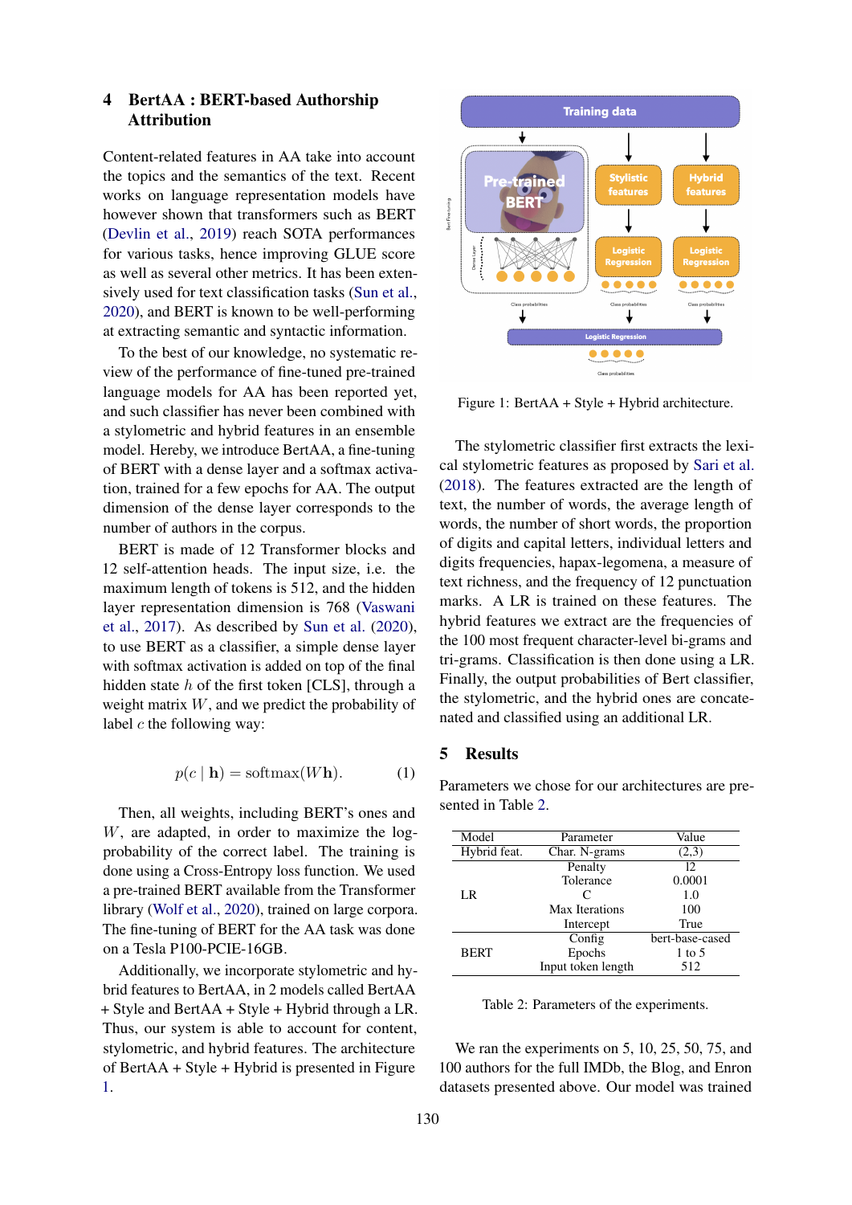## 4 BertAA : BERT-based Authorship Attribution

Content-related features in AA take into account the topics and the semantics of the text. Recent works on language representation models have however shown that transformers such as BERT (Devlin et al., 2019) reach SOTA performances for various tasks, hence improving GLUE score as well as several other metrics. It has been extensively used for text classification tasks (Sun et al., 2020), and BERT is known to be well-performing at extracting semantic and syntactic information.

To the best of our knowledge, no systematic review of the performance of fine-tuned pre-trained language models for AA has been reported yet, and such classifier has never been combined with a stylometric and hybrid features in an ensemble model. Hereby, we introduce BertAA, a fine-tuning of BERT with a dense layer and a softmax activation, trained for a few epochs for AA. The output dimension of the dense layer corresponds to the number of authors in the corpus.

BERT is made of 12 Transformer blocks and 12 self-attention heads. The input size, i.e. the maximum length of tokens is 512, and the hidden layer representation dimension is 768 (Vaswani et al., 2017). As described by Sun et al. (2020), to use BERT as a classifier, a simple dense layer with softmax activation is added on top of the final hidden state $h$ of the first token [CLS], through a weight matrix $W$, and we predict the probability of label $c$ the following way:

$$p(c \mid \mathbf{h}) = \text{softmax}(W\mathbf{h}). \tag{1}$$

Then, all weights, including BERT's ones and $W$, are adapted, in order to maximize the log-probability of the correct label. The training is done using a Cross-Entropy loss function. We used a pre-trained BERT available from the Transformer library (Wolf et al., 2020), trained on large corpora. The fine-tuning of BERT for the AA task was done on a Tesla P100-PCIE-16GB.

Additionally, we incorporate stylometric and hybrid features to BertAA, in 2 models called BertAA + Style and BertAA + Style + Hybrid through a LR. Thus, our system is able to account for content, stylometric, and hybrid features. The architecture of BertAA + Style + Hybrid is presented in Figure 1.

Figure 1: BertAA + Style + Hybrid architecture.

The stylometric classifier first extracts the lexical stylometric features as proposed by Sari et al. (2018). The features extracted are the length of text, the number of words, the average length of words, the number of short words, the proportion of digits and capital letters, individual letters and digits frequencies, hapax-legomena, a measure of text richness, and the frequency of 12 punctuation marks. A LR is trained on these features. The hybrid features we extract are the frequencies of the 100 most frequent character-level bi-grams and tri-grams. Classification is then done using a LR. Finally, the output probabilities of Bert classifier, the stylometric, and the hybrid ones are concatenated and classified using an additional LR.

## 5 Results

Parameters we chose for our architectures are presented in Table 2.

| Model | Parameter | Value |
|---|---|---|
| Hybrid feat. | Char. N-grams | (2,3) |
| LR | Penalty | l2 |
| | Tolerance | 0.0001 |
| | C | 1.0 |
| | Max Iterations | 100 |
| | Intercept | True |
| BERT | Config | bert-base-cased |
| | Epochs | 1 to 5 |
| | Input token length | 512 |

Table 2: Parameters of the experiments.

We ran the experiments on 5, 10, 25, 50, 75, and 100 authors for the full IMDb, the Blog, and Enron datasets presented above. Our model was trained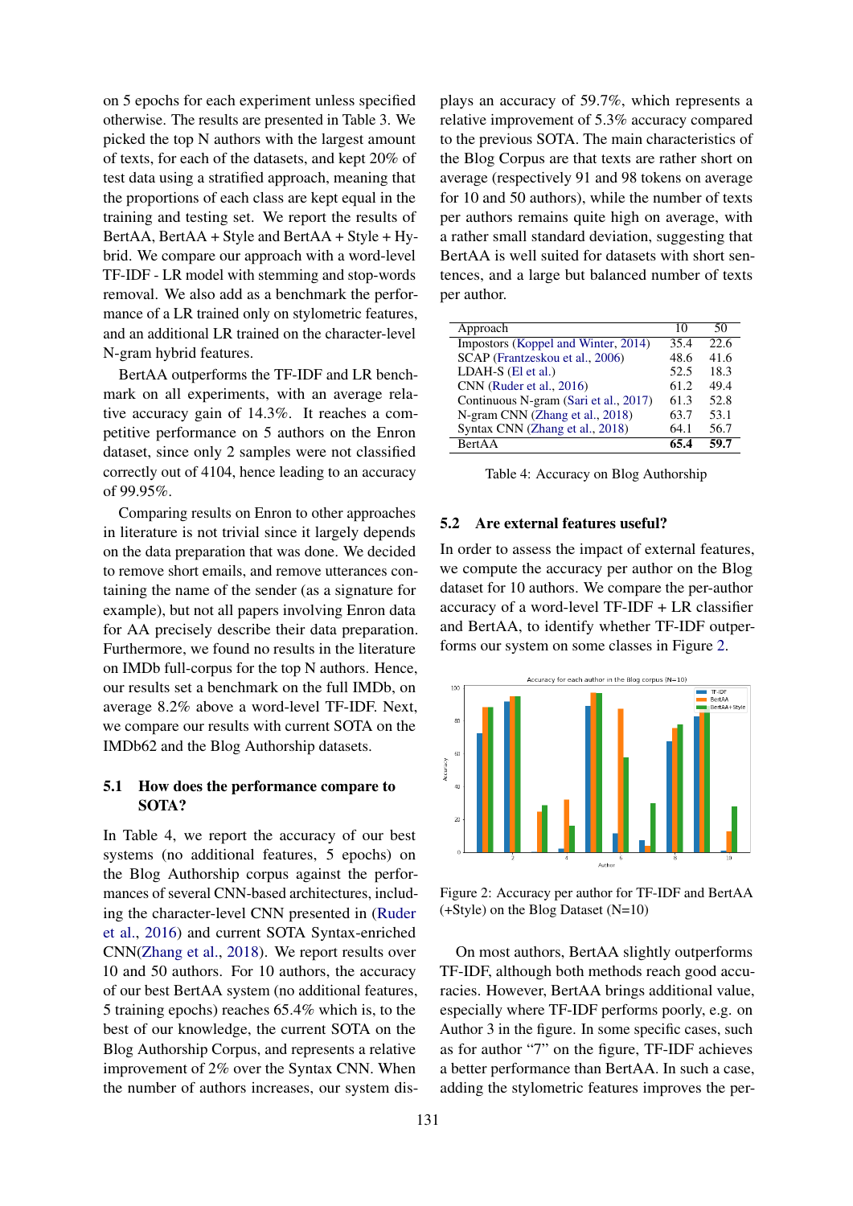on 5 epochs for each experiment unless specified otherwise. The results are presented in Table 3. We picked the top N authors with the largest amount of texts, for each of the datasets, and kept 20% of test data using a stratified approach, meaning that the proportions of each class are kept equal in the training and testing set. We report the results of BertAA, BertAA + Style and BertAA + Style + Hybrid. We compare our approach with a word-level TF-IDF - LR model with stemming and stop-words removal. We also add as a benchmark the performance of a LR trained only on stylometric features, and an additional LR trained on the character-level N-gram hybrid features.

BertAA outperforms the TF-IDF and LR benchmark on all experiments, with an average relative accuracy gain of 14.3%. It reaches a competitive performance on 5 authors on the Enron dataset, since only 2 samples were not classified correctly out of 4104, hence leading to an accuracy of 99.95%.

Comparing results on Enron to other approaches in literature is not trivial since it largely depends on the data preparation that was done. We decided to remove short emails, and remove utterances containing the name of the sender (as a signature for example), but not all papers involving Enron data for AA precisely describe their data preparation. Furthermore, we found no results in the literature on IMDb full-corpus for the top N authors. Hence, our results set a benchmark on the full IMDb, on average 8.2% above a word-level TF-IDF. Next, we compare our results with current SOTA on the IMDb62 and the Blog Authorship datasets.

### 5.1 How does the performance compare to SOTA?

In Table 4, we report the accuracy of our best systems (no additional features, 5 epochs) on the Blog Authorship corpus against the performances of several CNN-based architectures, including the character-level CNN presented in (Ruder et al., 2016) and current SOTA Syntax-enriched CNN(Zhang et al., 2018). We report results over 10 and 50 authors. For 10 authors, the accuracy of our best BertAA system (no additional features, 5 training epochs) reaches 65.4% which is, to the best of our knowledge, the current SOTA on the Blog Authorship Corpus, and represents a relative improvement of 2% over the Syntax CNN. When the number of authors increases, our system displays an accuracy of 59.7%, which represents a relative improvement of 5.3% accuracy compared to the previous SOTA. The main characteristics of the Blog Corpus are that texts are rather short on average (respectively 91 and 98 tokens on average for 10 and 50 authors), while the number of texts per authors remains quite high on average, with a rather small standard deviation, suggesting that BertAA is well suited for datasets with short sentences, and a large but balanced number of texts per author.

| Approach | 10 | 50 |
|---|---|---|
| Impostors (Koppel and Winter, 2014) | 35.4 | 22.6 |
| SCAP (Frantzeskou et al., 2006) | 48.6 | 41.6 |
| LDAH-S (El et al.) | 52.5 | 18.3 |
| CNN (Ruder et al., 2016) | 61.2 | 49.4 |
| Continuous N-gram (Sari et al., 2017) | 61.3 | 52.8 |
| N-gram CNN (Zhang et al., 2018) | 63.7 | 53.1 |
| Syntax CNN (Zhang et al., 2018) | 64.1 | 56.7 |
| BertAA | **65.4** | **59.7** |

Table 4: Accuracy on Blog Authorship

### 5.2 Are external features useful?

In order to assess the impact of external features, we compute the accuracy per author on the Blog dataset for 10 authors. We compare the per-author accuracy of a word-level TF-IDF + LR classifier and BertAA, to identify whether TF-IDF outperforms our system on some classes in Figure 2.

Figure 2: Accuracy per author for TF-IDF and BertAA (+Style) on the Blog Dataset (N=10)

On most authors, BertAA slightly outperforms TF-IDF, although both methods reach good accuracies. However, BertAA brings additional value, especially where TF-IDF performs poorly, e.g. on Author 3 in the figure. In some specific cases, such as for author "7" on the figure, TF-IDF achieves a better performance than BertAA. In such a case, adding the stylometric features improves the per-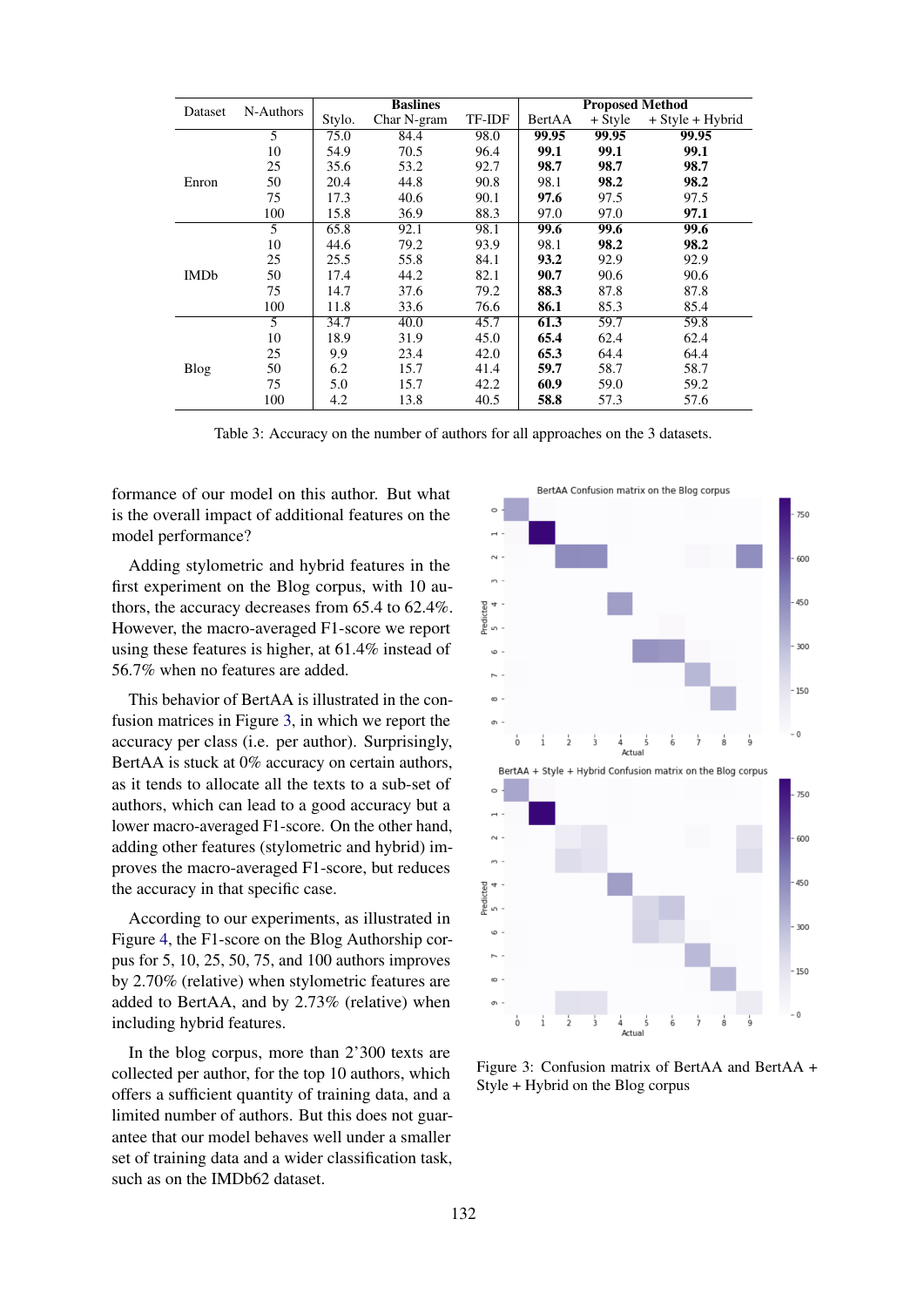| Dataset | N-Authors | Baslines | | | Proposed Method | | |
|---|---|---|---|---|---|---|---|
| | | Stylo. | Char N-gram | TF-IDF | BertAA | + Style | + Style + Hybrid |
| Enron | 5 | 75.0 | 84.4 | 98.0 | **99.95** | **99.95** | **99.95** |
| | 10 | 54.9 | 70.5 | 96.4 | **99.1** | **99.1** | **99.1** |
| | 25 | 35.6 | 53.2 | 92.7 | **98.7** | **98.7** | **98.7** |
| | 50 | 20.4 | 44.8 | 90.8 | 98.1 | **98.2** | **98.2** |
| | 75 | 17.3 | 40.6 | 90.1 | **97.6** | 97.5 | 97.5 |
| | 100 | 15.8 | 36.9 | 88.3 | 97.0 | 97.0 | **97.1** |
| IMDb | 5 | 65.8 | 92.1 | 98.1 | **99.6** | **99.6** | **99.6** |
| | 10 | 44.6 | 79.2 | 93.9 | 98.1 | **98.2** | **98.2** |
| | 25 | 25.5 | 55.8 | 84.1 | **93.2** | 92.9 | 92.9 |
| | 50 | 17.4 | 44.2 | 82.1 | **90.7** | 90.6 | 90.6 |
| | 75 | 14.7 | 37.6 | 79.2 | **88.3** | 87.8 | 87.8 |
| | 100 | 11.8 | 33.6 | 76.6 | **86.1** | 85.3 | 85.4 |
| Blog | 5 | 34.7 | 40.0 | 45.7 | **61.3** | 59.7 | 59.8 |
| | 10 | 18.9 | 31.9 | 45.0 | **65.4** | 62.4 | 62.4 |
| | 25 | 9.9 | 23.4 | 42.0 | **65.3** | 64.4 | 64.4 |
| | 50 | 6.2 | 15.7 | 41.4 | **59.7** | 58.7 | 58.7 |
| | 75 | 5.0 | 15.7 | 42.2 | **60.9** | 59.0 | 59.2 |
| | 100 | 4.2 | 13.8 | 40.5 | **58.8** | 57.3 | 57.6 |

Table 3: Accuracy on the number of authors for all approaches on the 3 datasets.

formance of our model on this author. But what is the overall impact of additional features on the model performance?

Adding stylometric and hybrid features in the first experiment on the Blog corpus, with 10 authors, the accuracy decreases from 65.4 to 62.4%. However, the macro-averaged F1-score we report using these features is higher, at 61.4% instead of 56.7% when no features are added.

This behavior of BertAA is illustrated in the confusion matrices in Figure 3, in which we report the accuracy per class (i.e. per author). Surprisingly, BertAA is stuck at 0% accuracy on certain authors, as it tends to allocate all the texts to a sub-set of authors, which can lead to a good accuracy but a lower macro-averaged F1-score. On the other hand, adding other features (stylometric and hybrid) improves the macro-averaged F1-score, but reduces the accuracy in that specific case.

According to our experiments, as illustrated in Figure 4, the F1-score on the Blog Authorship corpus for 5, 10, 25, 50, 75, and 100 authors improves by 2.70% (relative) when stylometric features are added to BertAA, and by 2.73% (relative) when including hybrid features.

In the blog corpus, more than 2'300 texts are collected per author, for the top 10 authors, which offers a sufficient quantity of training data, and a limited number of authors. But this does not guarantee that our model behaves well under a smaller set of training data and a wider classification task, such as on the IMDb62 dataset.

Figure 3: Confusion matrix of BertAA and BertAA + Style + Hybrid on the Blog corpus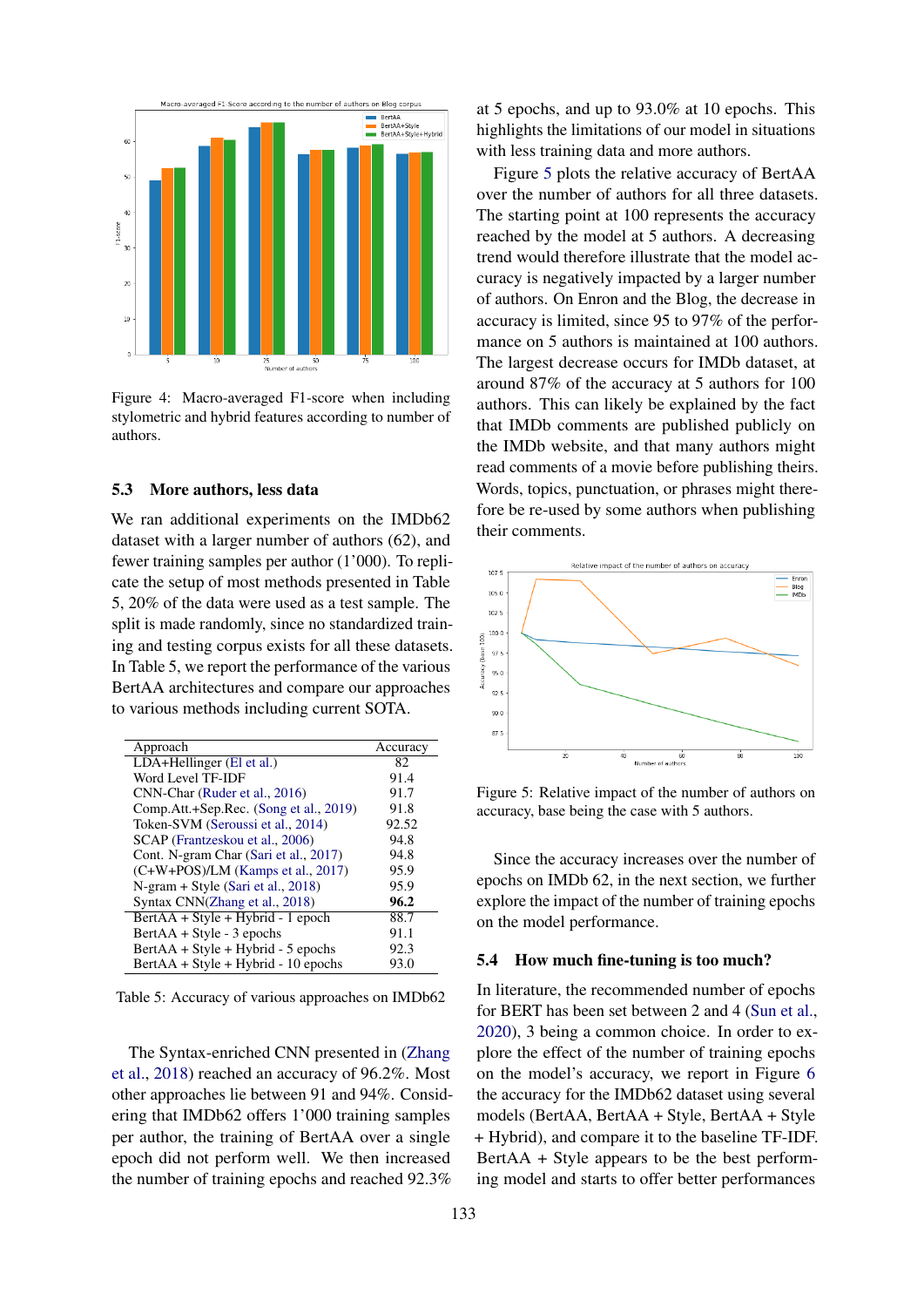Figure 4: Macro-averaged F1-score when including stylometric and hybrid features according to number of authors.

### 5.3 More authors, less data

We ran additional experiments on the IMDb62 dataset with a larger number of authors (62), and fewer training samples per author (1'000). To replicate the setup of most methods presented in Table 5, 20% of the data were used as a test sample. The split is made randomly, since no standardized training and testing corpus exists for all these datasets. In Table 5, we report the performance of the various BertAA architectures and compare our approaches to various methods including current SOTA.

| Approach | Accuracy |
|---|---|
| LDA+Hellinger (El et al.) | 82 |
| Word Level TF-IDF | 91.4 |
| CNN-Char (Ruder et al., 2016) | 91.7 |
| Comp.Att.+Sep.Rec. (Song et al., 2019) | 91.8 |
| Token-SVM (Seroussi et al., 2014) | 92.52 |
| SCAP (Frantzeskou et al., 2006) | 94.8 |
| Cont. N-gram Char (Sari et al., 2017) | 94.8 |
| (C+W+POS)/LM (Kamps et al., 2017) | 95.9 |
| N-gram + Style (Sari et al., 2018) | 95.9 |
| Syntax CNN(Zhang et al., 2018) | **96.2** |
| BertAA + Style + Hybrid - 1 epoch | 88.7 |
| BertAA + Style - 3 epochs | 91.1 |
| BertAA + Style + Hybrid - 5 epochs | 92.3 |
| BertAA + Style + Hybrid - 10 epochs | 93.0 |

Table 5: Accuracy of various approaches on IMDb62

The Syntax-enriched CNN presented in (Zhang et al., 2018) reached an accuracy of 96.2%. Most other approaches lie between 91 and 94%. Considering that IMDb62 offers 1'000 training samples per author, the training of BertAA over a single epoch did not perform well. We then increased the number of training epochs and reached 92.3% at 5 epochs, and up to 93.0% at 10 epochs. This highlights the limitations of our model in situations with less training data and more authors.

Figure 5 plots the relative accuracy of BertAA over the number of authors for all three datasets. The starting point at 100 represents the accuracy reached by the model at 5 authors. A decreasing trend would therefore illustrate that the model accuracy is negatively impacted by a larger number of authors. On Enron and the Blog, the decrease in accuracy is limited, since 95 to 97% of the performance on 5 authors is maintained at 100 authors. The largest decrease occurs for IMDb dataset, at around 87% of the accuracy at 5 authors for 100 authors. This can likely be explained by the fact that IMDb comments are published publicly on the IMDb website, and that many authors might read comments of a movie before publishing theirs. Words, topics, punctuation, or phrases might therefore be re-used by some authors when publishing their comments.

Figure 5: Relative impact of the number of authors on accuracy, base being the case with 5 authors.

Since the accuracy increases over the number of epochs on IMDb 62, in the next section, we further explore the impact of the number of training epochs on the model performance.

### 5.4 How much fine-tuning is too much?

In literature, the recommended number of epochs for BERT has been set between 2 and 4 (Sun et al., 2020), 3 being a common choice. In order to explore the effect of the number of training epochs on the model's accuracy, we report in Figure 6 the accuracy for the IMDb62 dataset using several models (BertAA, BertAA + Style, BertAA + Style + Hybrid), and compare it to the baseline TF-IDF. BertAA + Style appears to be the best performing model and starts to offer better performances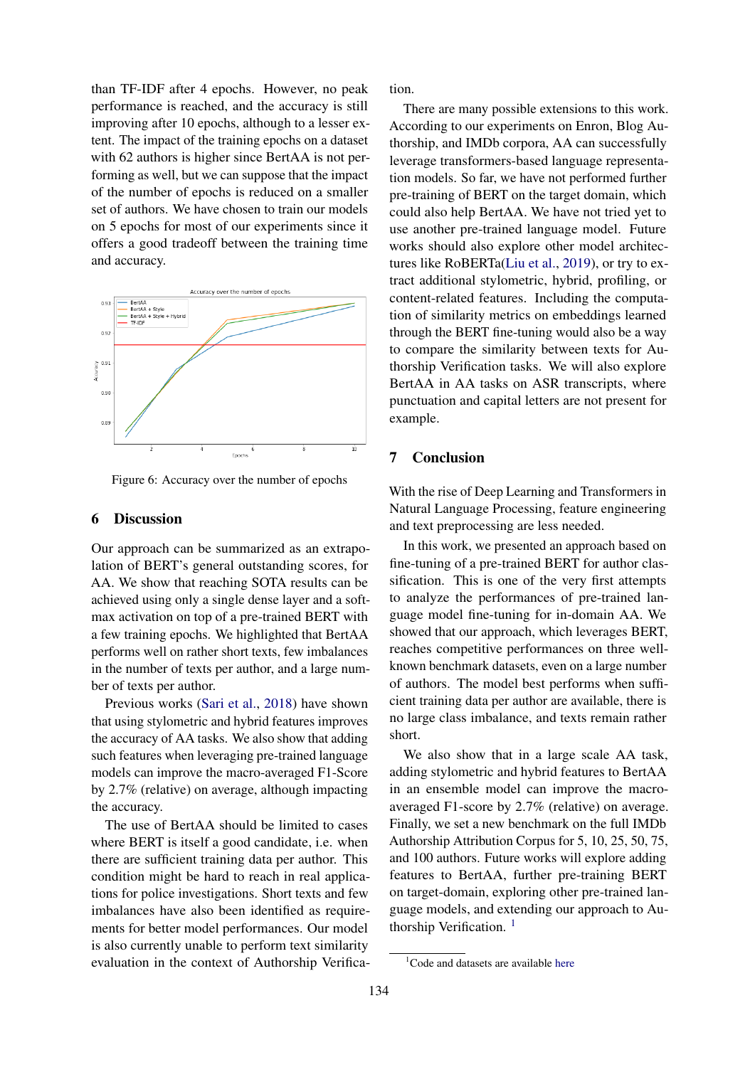than TF-IDF after 4 epochs. However, no peak performance is reached, and the accuracy is still improving after 10 epochs, although to a lesser extent. The impact of the training epochs on a dataset with 62 authors is higher since BertAA is not performing as well, but we can suppose that the impact of the number of epochs is reduced on a smaller set of authors. We have chosen to train our models on 5 epochs for most of our experiments since it offers a good tradeoff between the training time and accuracy.

Figure 6: Accuracy over the number of epochs

## 6 Discussion

Our approach can be summarized as an extrapolation of BERT's general outstanding scores, for AA. We show that reaching SOTA results can be achieved using only a single dense layer and a softmax activation on top of a pre-trained BERT with a few training epochs. We highlighted that BertAA performs well on rather short texts, few imbalances in the number of texts per author, and a large number of texts per author.

Previous works (Sari et al., 2018) have shown that using stylometric and hybrid features improves the accuracy of AA tasks. We also show that adding such features when leveraging pre-trained language models can improve the macro-averaged F1-Score by 2.7% (relative) on average, although impacting the accuracy.

The use of BertAA should be limited to cases where BERT is itself a good candidate, i.e. when there are sufficient training data per author. This condition might be hard to reach in real applications for police investigations. Short texts and few imbalances have also been identified as requirements for better model performances. Our model is also currently unable to perform text similarity evaluation in the context of Authorship Verification.

There are many possible extensions to this work. According to our experiments on Enron, Blog Authorship, and IMDb corpora, AA can successfully leverage transformers-based language representation models. So far, we have not performed further pre-training of BERT on the target domain, which could also help BertAA. We have not tried yet to use another pre-trained language model. Future works should also explore other model architectures like RoBERTa(Liu et al., 2019), or try to extract additional stylometric, hybrid, profiling, or content-related features. Including the computation of similarity metrics on embeddings learned through the BERT fine-tuning would also be a way to compare the similarity between texts for Authorship Verification tasks. We will also explore BertAA in AA tasks on ASR transcripts, where punctuation and capital letters are not present for example.

## 7 Conclusion

With the rise of Deep Learning and Transformers in Natural Language Processing, feature engineering and text preprocessing are less needed.

In this work, we presented an approach based on fine-tuning of a pre-trained BERT for author classification. This is one of the very first attempts to analyze the performances of pre-trained language model fine-tuning for in-domain AA. We showed that our approach, which leverages BERT, reaches competitive performances on three well-known benchmark datasets, even on a large number of authors. The model best performs when sufficient training data per author are available, there is no large class imbalance, and texts remain rather short.

We also show that in a large scale AA task, adding stylometric and hybrid features to BertAA in an ensemble model can improve the macro-averaged F1-score by 2.7% (relative) on average. Finally, we set a new benchmark on the full IMDb Authorship Attribution Corpus for 5, 10, 25, 50, 75, and 100 authors. Future works will explore adding features to BertAA, further pre-training BERT on target-domain, exploring other pre-trained language models, and extending our approach to Authorship Verification. [1]

[1] Code and datasets are available here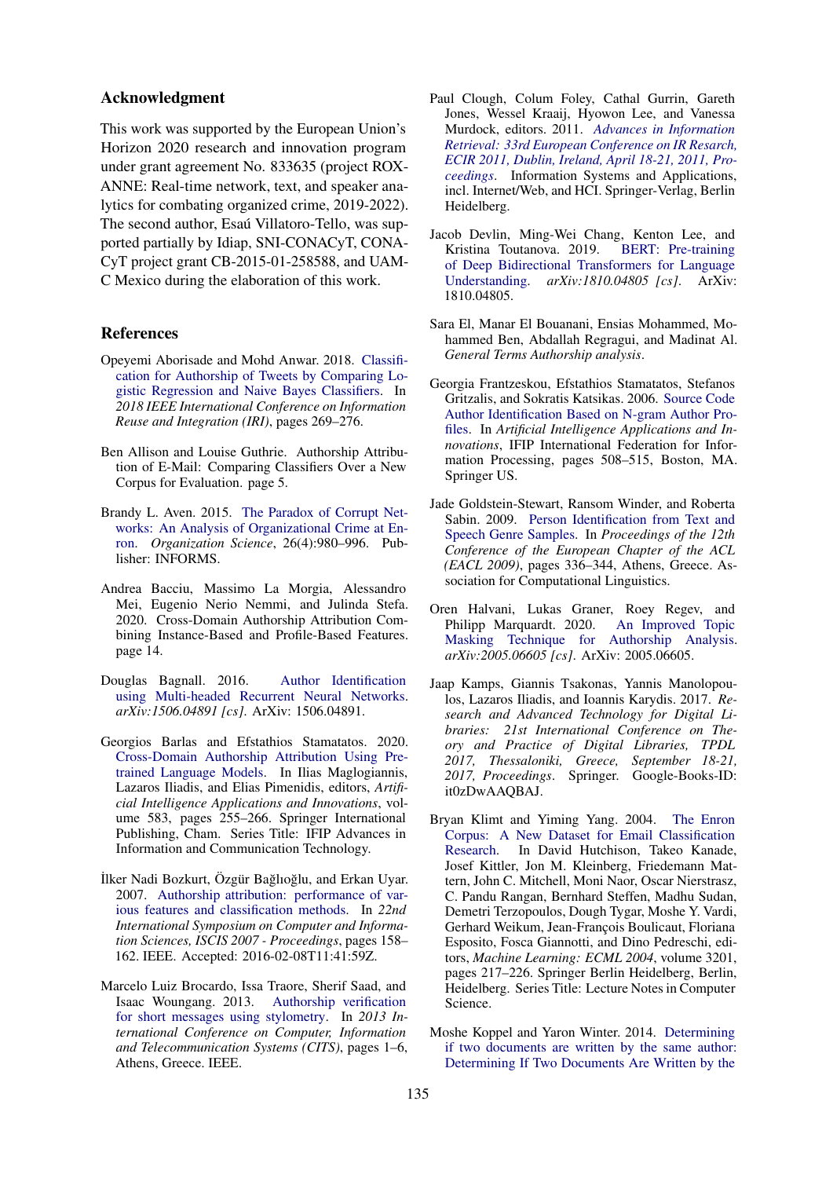## Acknowledgment

This work was supported by the European Union's Horizon 2020 research and innovation program under grant agreement No. 833635 (project ROXANNE: Real-time network, text, and speaker analytics for combating organized crime, 2019-2022). The second author, Esaú Villatoro-Tello, was supported partially by Idiap, SNI-CONACyT, CONACyT project grant CB-2015-01-258588, and UAM-C Mexico during the elaboration of this work.

## References

Opeyemi Aborisade and Mohd Anwar. 2018. Classification for Authorship of Tweets by Comparing Logistic Regression and Naive Bayes Classifiers. In *2018 IEEE International Conference on Information Reuse and Integration (IRI)*, pages 269–276.

Ben Allison and Louise Guthrie. Authorship Attribution of E-Mail: Comparing Classifiers Over a New Corpus for Evaluation. page 5.

Brandy L. Aven. 2015. The Paradox of Corrupt Networks: An Analysis of Organizational Crime at Enron. *Organization Science*, 26(4):980–996. Publisher: INFORMS.

Andrea Bacciu, Massimo La Morgia, Alessandro Mei, Eugenio Nerio Nemmi, and Julinda Stefa. 2020. Cross-Domain Authorship Attribution Combining Instance-Based and Profile-Based Features. page 14.

Douglas Bagnall. 2016. Author Identification using Multi-headed Recurrent Neural Networks. *arXiv:1506.04891 [cs]*. ArXiv: 1506.04891.

Georgios Barlas and Efstathios Stamatatos. 2020. Cross-Domain Authorship Attribution Using Pre-trained Language Models. In Ilias Maglogiannis, Lazaros Iliadis, and Elias Pimenidis, editors, *Artificial Intelligence Applications and Innovations*, volume 583, pages 255–266. Springer International Publishing, Cham. Series Title: IFIP Advances in Information and Communication Technology.

İlker Nadi Bozkurt, Özgür Bağlıoğlu, and Erkan Uyar. 2007. Authorship attribution: performance of various features and classification methods. In *22nd International Symposium on Computer and Information Sciences, ISCIS 2007 - Proceedings*, pages 158–162. IEEE. Accepted: 2016-02-08T11:41:59Z.

Marcelo Luiz Brocardo, Issa Traore, Sherif Saad, and Isaac Woungang. 2013. Authorship verification for short messages using stylometry. In *2013 International Conference on Computer, Information and Telecommunication Systems (CITS)*, pages 1–6, Athens, Greece. IEEE.

Paul Clough, Colum Foley, Cathal Gurrin, Gareth Jones, Wessel Kraaij, Hyowon Lee, and Vanessa Murdock, editors. 2011. *Advances in Information Retrieval: 33rd European Conference on IR Resarch, ECIR 2011, Dublin, Ireland, April 18-21, 2011, Proceedings*. Information Systems and Applications, incl. Internet/Web, and HCI. Springer-Verlag, Berlin Heidelberg.

Jacob Devlin, Ming-Wei Chang, Kenton Lee, and Kristina Toutanova. 2019. BERT: Pre-training of Deep Bidirectional Transformers for Language Understanding. *arXiv:1810.04805 [cs]*. ArXiv: 1810.04805.

Sara El, Manar El Bouanani, Ensias Mohammed, Mohammed Ben, Abdallah Regragui, and Madinat Al. *General Terms Authorship analysis*.

Georgia Frantzeskou, Efstathios Stamatatos, Stefanos Gritzalis, and Sokratis Katsikas. 2006. Source Code Author Identification Based on N-gram Author Profiles. In *Artificial Intelligence Applications and Innovations*, IFIP International Federation for Information Processing, pages 508–515, Boston, MA. Springer US.

Jade Goldstein-Stewart, Ransom Winder, and Roberta Sabin. 2009. Person Identification from Text and Speech Genre Samples. In *Proceedings of the 12th Conference of the European Chapter of the ACL (EACL 2009)*, pages 336–344, Athens, Greece. Association for Computational Linguistics.

Oren Halvani, Lukas Graner, Roey Regev, and Philipp Marquardt. 2020. An Improved Topic Masking Technique for Authorship Analysis. *arXiv:2005.06605 [cs]*. ArXiv: 2005.06605.

Jaap Kamps, Giannis Tsakonas, Yannis Manolopoulos, Lazaros Iliadis, and Ioannis Karydis. 2017. *Research and Advanced Technology for Digital Libraries: 21st International Conference on Theory and Practice of Digital Libraries, TPDL 2017, Thessaloniki, Greece, September 18-21, 2017, Proceedings*. Springer. Google-Books-ID: it0zDwAAQBAJ.

Bryan Klimt and Yiming Yang. 2004. The Enron Corpus: A New Dataset for Email Classification Research. In David Hutchison, Takeo Kanade, Josef Kittler, Jon M. Kleinberg, Friedemann Mattern, John C. Mitchell, Moni Naor, Oscar Nierstrasz, C. Pandu Rangan, Bernhard Steffen, Madhu Sudan, Demetri Terzopoulos, Dough Tygar, Moshe Y. Vardi, Gerhard Weikum, Jean-François Boulicaut, Floriana Esposito, Fosca Giannotti, and Dino Pedreschi, editors, *Machine Learning: ECML 2004*, volume 3201, pages 217–226. Springer Berlin Heidelberg, Berlin, Heidelberg. Series Title: Lecture Notes in Computer Science.

Moshe Koppel and Yaron Winter. 2014. Determining if two documents are written by the same author: Determining If Two Documents Are Written by the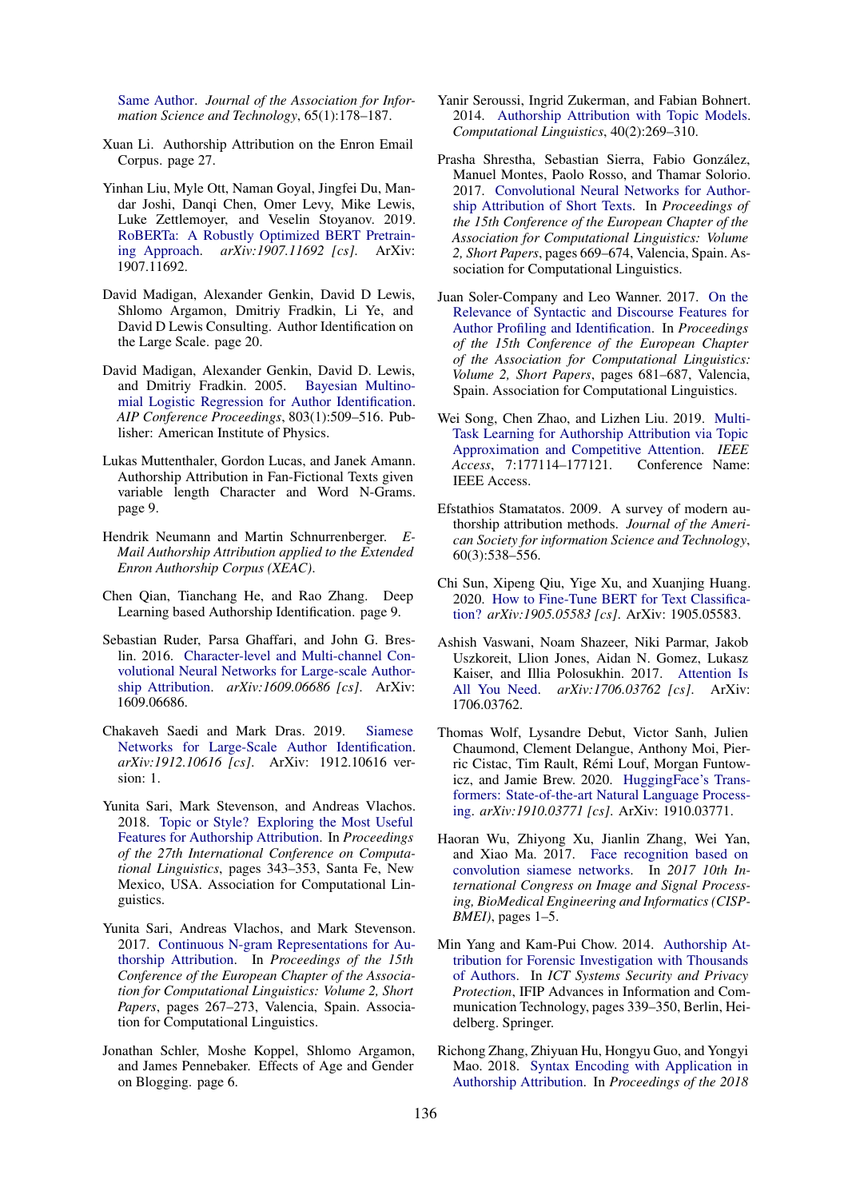Same Author. *Journal of the Association for Information Science and Technology*, 65(1):178–187.

Xuan Li. Authorship Attribution on the Enron Email Corpus. page 27.

Yinhan Liu, Myle Ott, Naman Goyal, Jingfei Du, Mandar Joshi, Danqi Chen, Omer Levy, Mike Lewis, Luke Zettlemoyer, and Veselin Stoyanov. 2019. RoBERTa: A Robustly Optimized BERT Pretraining Approach. *arXiv:1907.11692 [cs]*. ArXiv: 1907.11692.

David Madigan, Alexander Genkin, David D Lewis, Shlomo Argamon, Dmitriy Fradkin, Li Ye, and David D Lewis Consulting. Author Identification on the Large Scale. page 20.

David Madigan, Alexander Genkin, David D. Lewis, and Dmitriy Fradkin. 2005. Bayesian Multinomial Logistic Regression for Author Identification. *AIP Conference Proceedings*, 803(1):509–516. Publisher: American Institute of Physics.

Lukas Muttenthaler, Gordon Lucas, and Janek Amann. Authorship Attribution in Fan-Fictional Texts given variable length Character and Word N-Grams. page 9.

Hendrik Neumann and Martin Schnurrenberger. *E-Mail Authorship Attribution applied to the Extended Enron Authorship Corpus (XEAC)*.

Chen Qian, Tianchang He, and Rao Zhang. Deep Learning based Authorship Identification. page 9.

Sebastian Ruder, Parsa Ghaffari, and John G. Breslin. 2016. Character-level and Multi-channel Convolutional Neural Networks for Large-scale Authorship Attribution. *arXiv:1609.06686 [cs]*. ArXiv: 1609.06686.

Chakaveh Saedi and Mark Dras. 2019. Siamese Networks for Large-Scale Author Identification. *arXiv:1912.10616 [cs]*. ArXiv: 1912.10616 version: 1.

Yunita Sari, Mark Stevenson, and Andreas Vlachos. 2018. Topic or Style? Exploring the Most Useful Features for Authorship Attribution. In *Proceedings of the 27th International Conference on Computational Linguistics*, pages 343–353, Santa Fe, New Mexico, USA. Association for Computational Linguistics.

Yunita Sari, Andreas Vlachos, and Mark Stevenson. 2017. Continuous N-gram Representations for Authorship Attribution. In *Proceedings of the 15th Conference of the European Chapter of the Association for Computational Linguistics: Volume 2, Short Papers*, pages 267–273, Valencia, Spain. Association for Computational Linguistics.

Jonathan Schler, Moshe Koppel, Shlomo Argamon, and James Pennebaker. Effects of Age and Gender on Blogging. page 6.

Yanir Seroussi, Ingrid Zukerman, and Fabian Bohnert. 2014. Authorship Attribution with Topic Models. *Computational Linguistics*, 40(2):269–310.

Prasha Shrestha, Sebastian Sierra, Fabio González, Manuel Montes, Paolo Rosso, and Thamar Solorio. 2017. Convolutional Neural Networks for Authorship Attribution of Short Texts. In *Proceedings of the 15th Conference of the European Chapter of the Association for Computational Linguistics: Volume 2, Short Papers*, pages 669–674, Valencia, Spain. Association for Computational Linguistics.

Juan Soler-Company and Leo Wanner. 2017. On the Relevance of Syntactic and Discourse Features for Author Profiling and Identification. In *Proceedings of the 15th Conference of the European Chapter of the Association for Computational Linguistics: Volume 2, Short Papers*, pages 681–687, Valencia, Spain. Association for Computational Linguistics.

Wei Song, Chen Zhao, and Lizhen Liu. 2019. Multi-Task Learning for Authorship Attribution via Topic Approximation and Competitive Attention. *IEEE Access*, 7:177114–177121. Conference Name: IEEE Access.

Efstathios Stamatatos. 2009. A survey of modern authorship attribution methods. *Journal of the American Society for information Science and Technology*, 60(3):538–556.

Chi Sun, Xipeng Qiu, Yige Xu, and Xuanjing Huang. 2020. How to Fine-Tune BERT for Text Classification? *arXiv:1905.05583 [cs]*. ArXiv: 1905.05583.

Ashish Vaswani, Noam Shazeer, Niki Parmar, Jakob Uszkoreit, Llion Jones, Aidan N. Gomez, Lukasz Kaiser, and Illia Polosukhin. 2017. Attention Is All You Need. *arXiv:1706.03762 [cs]*. ArXiv: 1706.03762.

Thomas Wolf, Lysandre Debut, Victor Sanh, Julien Chaumond, Clement Delangue, Anthony Moi, Pierric Cistac, Tim Rault, Rémi Louf, Morgan Funtowicz, and Jamie Brew. 2020. HuggingFace's Transformers: State-of-the-art Natural Language Processing. *arXiv:1910.03771 [cs]*. ArXiv: 1910.03771.

Haoran Wu, Zhiyong Xu, Jianlin Zhang, Wei Yan, and Xiao Ma. 2017. Face recognition based on convolution siamese networks. In *2017 10th International Congress on Image and Signal Processing, BioMedical Engineering and Informatics (CISP-BMEI)*, pages 1–5.

Min Yang and Kam-Pui Chow. 2014. Authorship Attribution for Forensic Investigation with Thousands of Authors. In *ICT Systems Security and Privacy Protection*, IFIP Advances in Information and Communication Technology, pages 339–350, Berlin, Heidelberg. Springer.

Richong Zhang, Zhiyuan Hu, Hongyu Guo, and Yongyi Mao. 2018. Syntax Encoding with Application in Authorship Attribution. In *Proceedings of the 2018*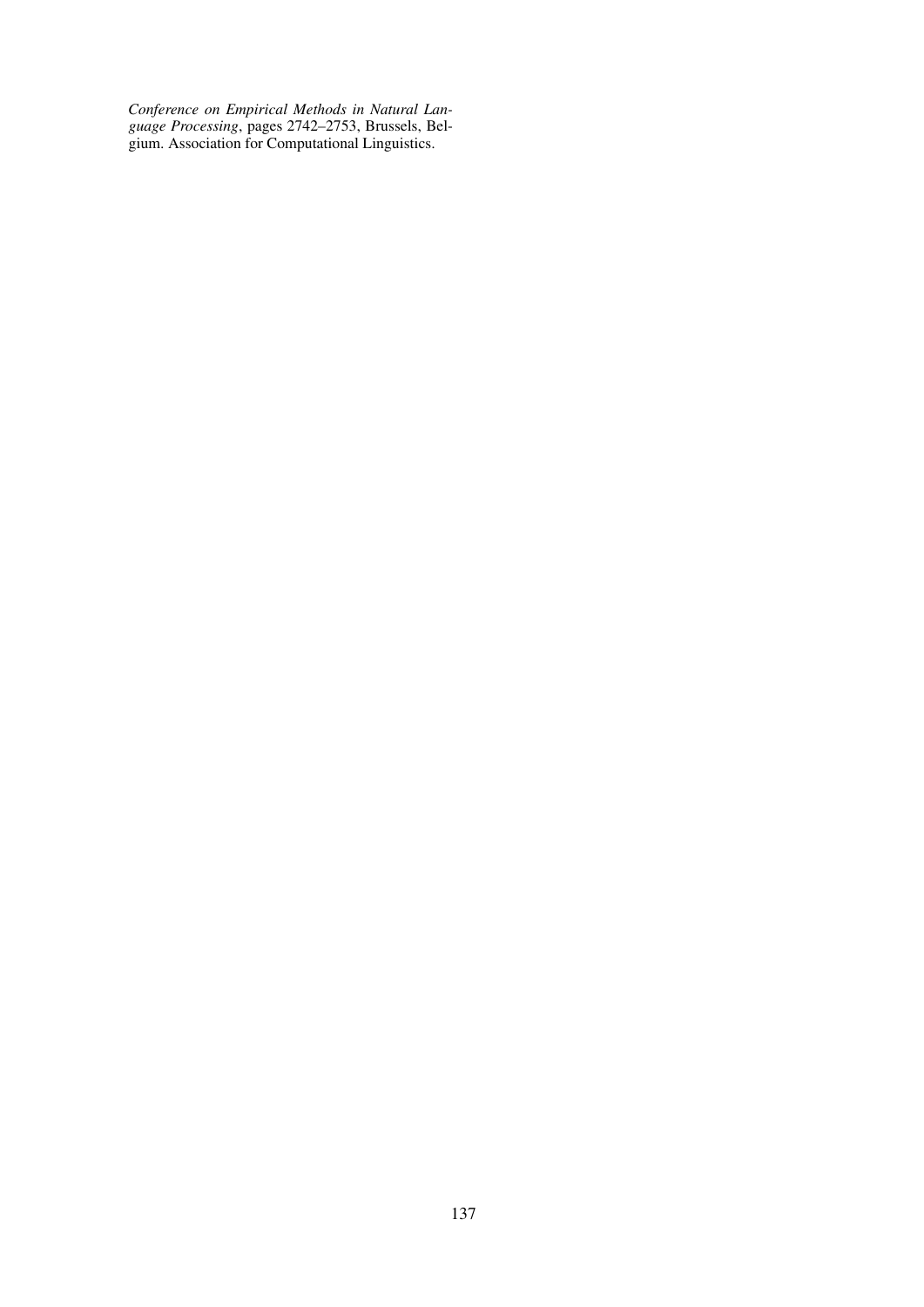*Conference on Empirical Methods in Natural Language Processing*, pages 2742–2753, Brussels, Belgium. Association for Computational Linguistics.